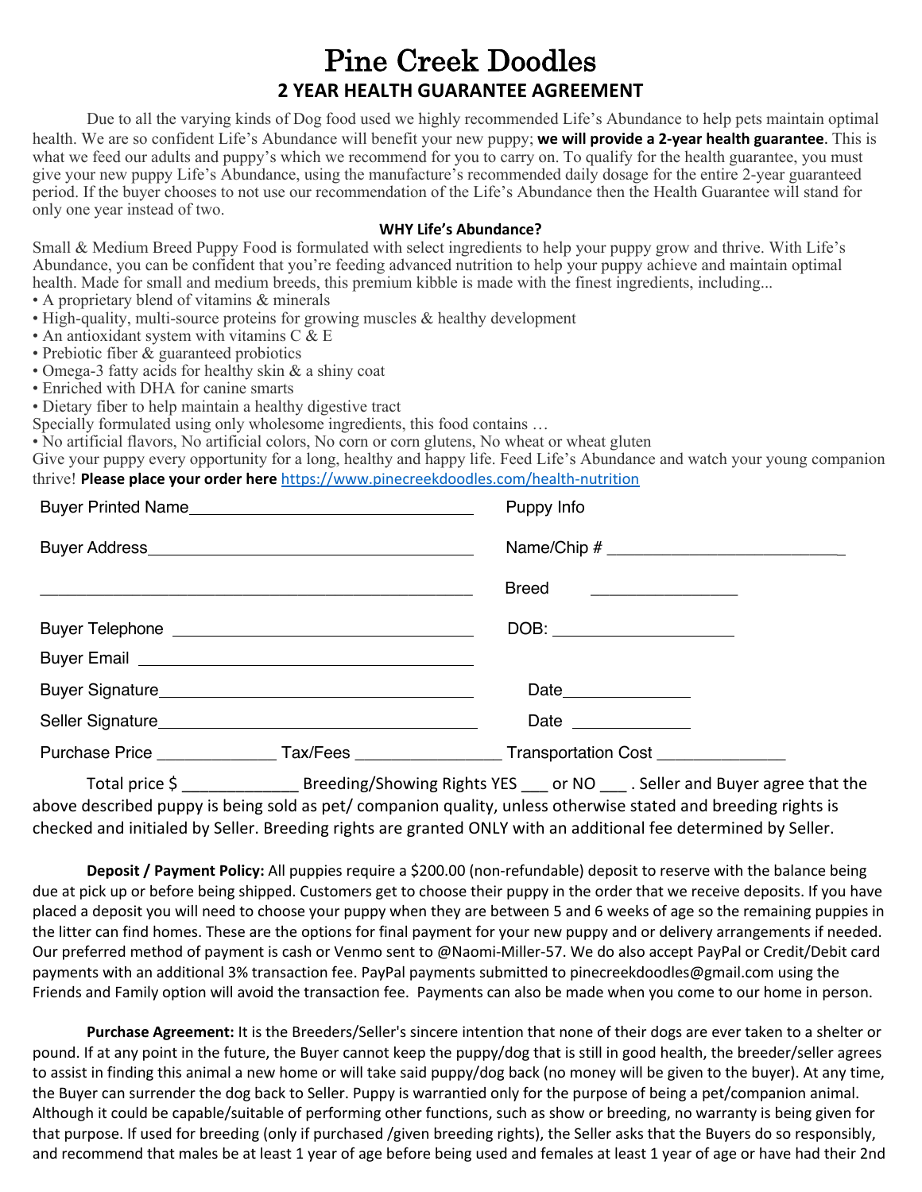# Pine Creek Doodles

## 2 YEAR HEALTH GUARANTEE AGREEMENT

Due to all the varying kinds of Dog food used we highly recommended Life's Abundance to help pets maintain optimal health. We are so confident Life's Abundance will benefit your new puppy; **we will provide a 2-year health guarantee**. This is what we feed our adults and puppy's which we recommend for you to carry on. To qualify for the health guarantee, you must give your new puppy Life's Abundance, using the manufacture's recommended daily dosage for the entire 2-year guaranteed period. If the buyer chooses to not use our recommendation of the Life's Abundance then the Health Guarantee will stand for only one year instead of two.

**WHY Life's Abundance?**

Small & Medium Breed Puppy Food is formulated with select ingredients to help your puppy grow and thrive. With Life's Abundance, you can be confident that you're feeding advanced nutrition to help your puppy achieve and maintain optimal health. Made for small and medium breeds, this premium kibble is made with the finest ingredients, including...

- A proprietary blend of vitamins & minerals
- High-quality, multi-source proteins for growing muscles & healthy development
- An antioxidant system with vitamins C & E
- Prebiotic fiber & guaranteed probiotics
- Omega-3 fatty acids for healthy skin & a shiny coat
- Enriched with DHA for canine smarts
- Dietary fiber to help maintain a healthy digestive tract

Specially formulated using only wholesome ingredients, this food contains …

- No artificial flavors, No artificial colors, No corn or corn glutens, No wheat or wheat gluten

Give your puppy every opportunity for a long, healthy and happy life. Feed Life's Abundance and watch your young companion thrive! **Please place your order here** https://www.pinecreekdoodles.com/health-nutrition

Buyer Printed Name______________________________ Puppy Info

Buyer Address______________________________ Name/Chip # ______________________________

______________________________ Breed ______________

Buyer Telephone ______________________________ DOB: ______________________

Buyer Email ______________________________

Buyer Signature______________________________ Date______________

Seller Signature______________________________ Date ______________

Purchase Price ____________ Tax/Fees ______________ Transportation Cost ______________

Total price $ ____________ Breeding/Showing Rights YES ___ or NO ___ . Seller and Buyer agree that the above described puppy is being sold as pet/ companion quality, unless otherwise stated and breeding rights is checked and initialed by Seller. Breeding rights are granted ONLY with an additional fee determined by Seller.

**Deposit / Payment Policy:** All puppies require a $200.00 (non-refundable) deposit to reserve with the balance being due at pick up or before being shipped. Customers get to choose their puppy in the order that we receive deposits. If you have placed a deposit you will need to choose your puppy when they are between 5 and 6 weeks of age so the remaining puppies in the litter can find homes. These are the options for final payment for your new puppy and or delivery arrangements if needed. Our preferred method of payment is cash or Venmo sent to @Naomi-Miller-57. We do also accept PayPal or Credit/Debit card payments with an additional 3% transaction fee. PayPal payments submitted to pinecreekdoodles@gmail.com using the Friends and Family option will avoid the transaction fee. Payments can also be made when you come to our home in person.

**Purchase Agreement:** It is the Breeders/Seller's sincere intention that none of their dogs are ever taken to a shelter or pound. If at any point in the future, the Buyer cannot keep the puppy/dog that is still in good health, the breeder/seller agrees to assist in finding this animal a new home or will take said puppy/dog back (no money will be given to the buyer). At any time, the Buyer can surrender the dog back to Seller. Puppy is warrantied only for the purpose of being a pet/companion animal. Although it could be capable/suitable of performing other functions, such as show or breeding, no warranty is being given for that purpose. If used for breeding (only if purchased /given breeding rights), the Seller asks that the Buyers do so responsibly, and recommend that males be at least 1 year of age before being used and females at least 1 year of age or have had their 2nd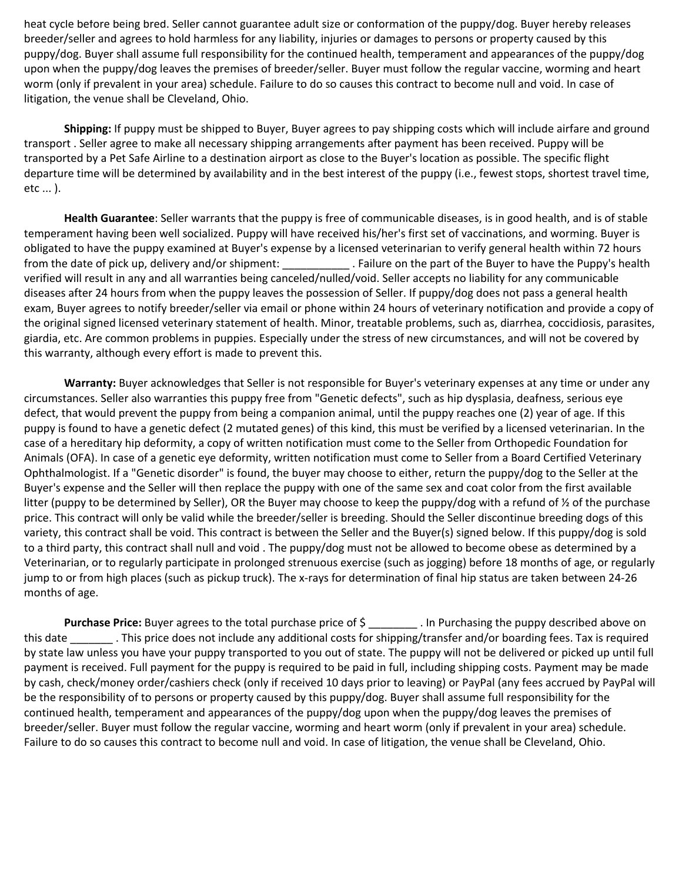heat cycle before being bred. Seller cannot guarantee adult size or conformation of the puppy/dog. Buyer hereby releases breeder/seller and agrees to hold harmless for any liability, injuries or damages to persons or property caused by this puppy/dog. Buyer shall assume full responsibility for the continued health, temperament and appearances of the puppy/dog upon when the puppy/dog leaves the premises of breeder/seller. Buyer must follow the regular vaccine, worming and heart worm (only if prevalent in your area) schedule. Failure to do so causes this contract to become null and void. In case of litigation, the venue shall be Cleveland, Ohio.

**Shipping:** If puppy must be shipped to Buyer, Buyer agrees to pay shipping costs which will include airfare and ground transport . Seller agree to make all necessary shipping arrangements after payment has been received. Puppy will be transported by a Pet Safe Airline to a destination airport as close to the Buyer's location as possible. The specific flight departure time will be determined by availability and in the best interest of the puppy (i.e., fewest stops, shortest travel time, etc ... ).

**Health Guarantee**: Seller warrants that the puppy is free of communicable diseases, is in good health, and is of stable temperament having been well socialized. Puppy will have received his/her's first set of vaccinations, and worming. Buyer is obligated to have the puppy examined at Buyer's expense by a licensed veterinarian to verify general health within 72 hours from the date of pick up, delivery and/or shipment: ___________ . Failure on the part of the Buyer to have the Puppy's health verified will result in any and all warranties being canceled/nulled/void. Seller accepts no liability for any communicable diseases after 24 hours from when the puppy leaves the possession of Seller. If puppy/dog does not pass a general health exam, Buyer agrees to notify breeder/seller via email or phone within 24 hours of veterinary notification and provide a copy of the original signed licensed veterinary statement of health. Minor, treatable problems, such as, diarrhea, coccidiosis, parasites, giardia, etc. Are common problems in puppies. Especially under the stress of new circumstances, and will not be covered by this warranty, although every effort is made to prevent this.

**Warranty:** Buyer acknowledges that Seller is not responsible for Buyer's veterinary expenses at any time or under any circumstances. Seller also warranties this puppy free from "Genetic defects", such as hip dysplasia, deafness, serious eye defect, that would prevent the puppy from being a companion animal, until the puppy reaches one (2) year of age. If this puppy is found to have a genetic defect (2 mutated genes) of this kind, this must be verified by a licensed veterinarian. In the case of a hereditary hip deformity, a copy of written notification must come to the Seller from Orthopedic Foundation for Animals (OFA). In case of a genetic eye deformity, written notification must come to Seller from a Board Certified Veterinary Ophthalmologist. If a "Genetic disorder" is found, the buyer may choose to either, return the puppy/dog to the Seller at the Buyer's expense and the Seller will then replace the puppy with one of the same sex and coat color from the first available litter (puppy to be determined by Seller), OR the Buyer may choose to keep the puppy/dog with a refund of ½ of the purchase price. This contract will only be valid while the breeder/seller is breeding. Should the Seller discontinue breeding dogs of this variety, this contract shall be void. This contract is between the Seller and the Buyer(s) signed below. If this puppy/dog is sold to a third party, this contract shall null and void . The puppy/dog must not be allowed to become obese as determined by a Veterinarian, or to regularly participate in prolonged strenuous exercise (such as jogging) before 18 months of age, or regularly jump to or from high places (such as pickup truck). The x-rays for determination of final hip status are taken between 24-26 months of age.

**Purchase Price:** Buyer agrees to the total purchase price of $ ________ . In Purchasing the puppy described above on this date _______ . This price does not include any additional costs for shipping/transfer and/or boarding fees. Tax is required by state law unless you have your puppy transported to you out of state. The puppy will not be delivered or picked up until full payment is received. Full payment for the puppy is required to be paid in full, including shipping costs. Payment may be made by cash, check/money order/cashiers check (only if received 10 days prior to leaving) or PayPal (any fees accrued by PayPal will be the responsibility of to persons or property caused by this puppy/dog. Buyer shall assume full responsibility for the continued health, temperament and appearances of the puppy/dog upon when the puppy/dog leaves the premises of breeder/seller. Buyer must follow the regular vaccine, worming and heart worm (only if prevalent in your area) schedule. Failure to do so causes this contract to become null and void. In case of litigation, the venue shall be Cleveland, Ohio.